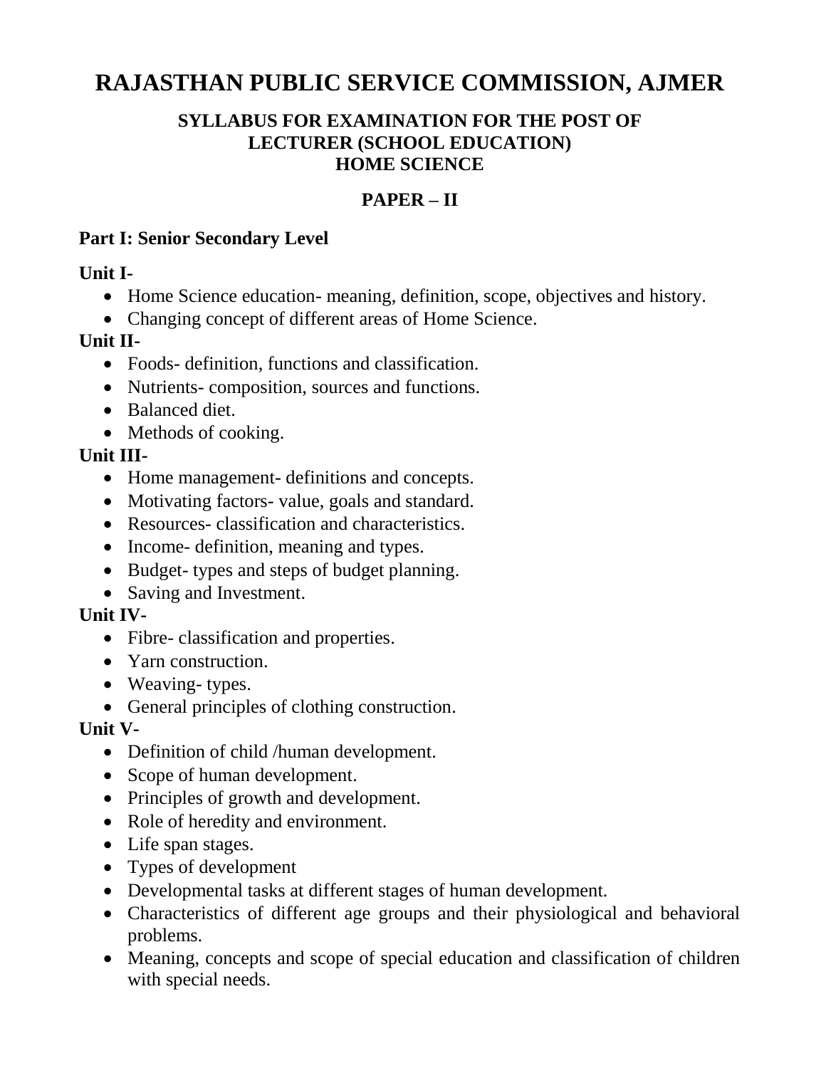# RAJASTHAN PUBLIC SERVICE COMMISSION, AJMER

## SYLLABUS FOR EXAMINATION FOR THE POST OF LECTURER (SCHOOL EDUCATION) HOME SCIENCE

## PAPER – II

### Part I: Senior Secondary Level

**Unit I-**

- Home Science education- meaning, definition, scope, objectives and history.
- Changing concept of different areas of Home Science.

**Unit II-**

- Foods- definition, functions and classification.
- Nutrients- composition, sources and functions.
- Balanced diet.
- Methods of cooking.

**Unit III-**

- Home management- definitions and concepts.
- Motivating factors- value, goals and standard.
- Resources- classification and characteristics.
- Income- definition, meaning and types.
- Budget- types and steps of budget planning.
- Saving and Investment.

**Unit IV-**

- Fibre- classification and properties.
- Yarn construction.
- Weaving- types.
- General principles of clothing construction.

**Unit V-**

- Definition of child /human development.
- Scope of human development.
- Principles of growth and development.
- Role of heredity and environment.
- Life span stages.
- Types of development
- Developmental tasks at different stages of human development.
- Characteristics of different age groups and their physiological and behavioral problems.
- Meaning, concepts and scope of special education and classification of children with special needs.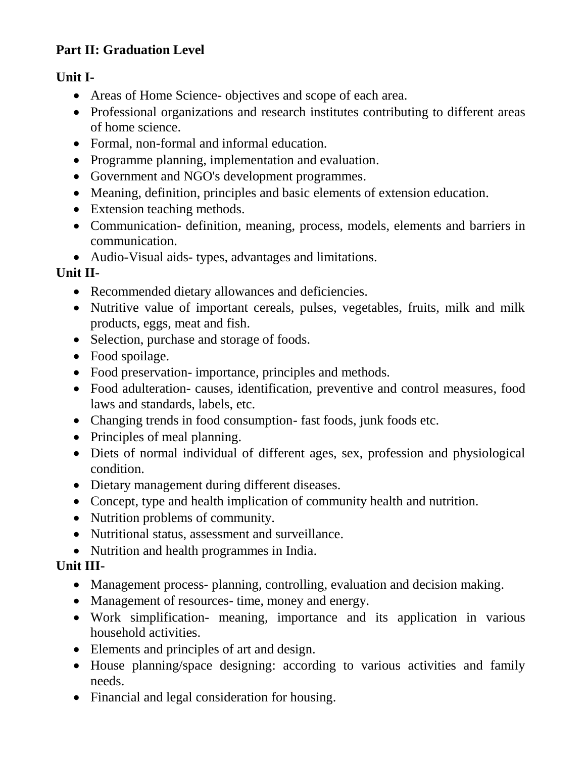**Part II: Graduation Level**

**Unit I-**

- Areas of Home Science- objectives and scope of each area.
- Professional organizations and research institutes contributing to different areas of home science.
- Formal, non-formal and informal education.
- Programme planning, implementation and evaluation.
- Government and NGO's development programmes.
- Meaning, definition, principles and basic elements of extension education.
- Extension teaching methods.
- Communication- definition, meaning, process, models, elements and barriers in communication.
- Audio-Visual aids- types, advantages and limitations.

**Unit II-**

- Recommended dietary allowances and deficiencies.
- Nutritive value of important cereals, pulses, vegetables, fruits, milk and milk products, eggs, meat and fish.
- Selection, purchase and storage of foods.
- Food spoilage.
- Food preservation- importance, principles and methods.
- Food adulteration- causes, identification, preventive and control measures, food laws and standards, labels, etc.
- Changing trends in food consumption- fast foods, junk foods etc.
- Principles of meal planning.
- Diets of normal individual of different ages, sex, profession and physiological condition.
- Dietary management during different diseases.
- Concept, type and health implication of community health and nutrition.
- Nutrition problems of community.
- Nutritional status, assessment and surveillance.
- Nutrition and health programmes in India.

**Unit III-**

- Management process- planning, controlling, evaluation and decision making.
- Management of resources- time, money and energy.
- Work simplification- meaning, importance and its application in various household activities.
- Elements and principles of art and design.
- House planning/space designing: according to various activities and family needs.
- Financial and legal consideration for housing.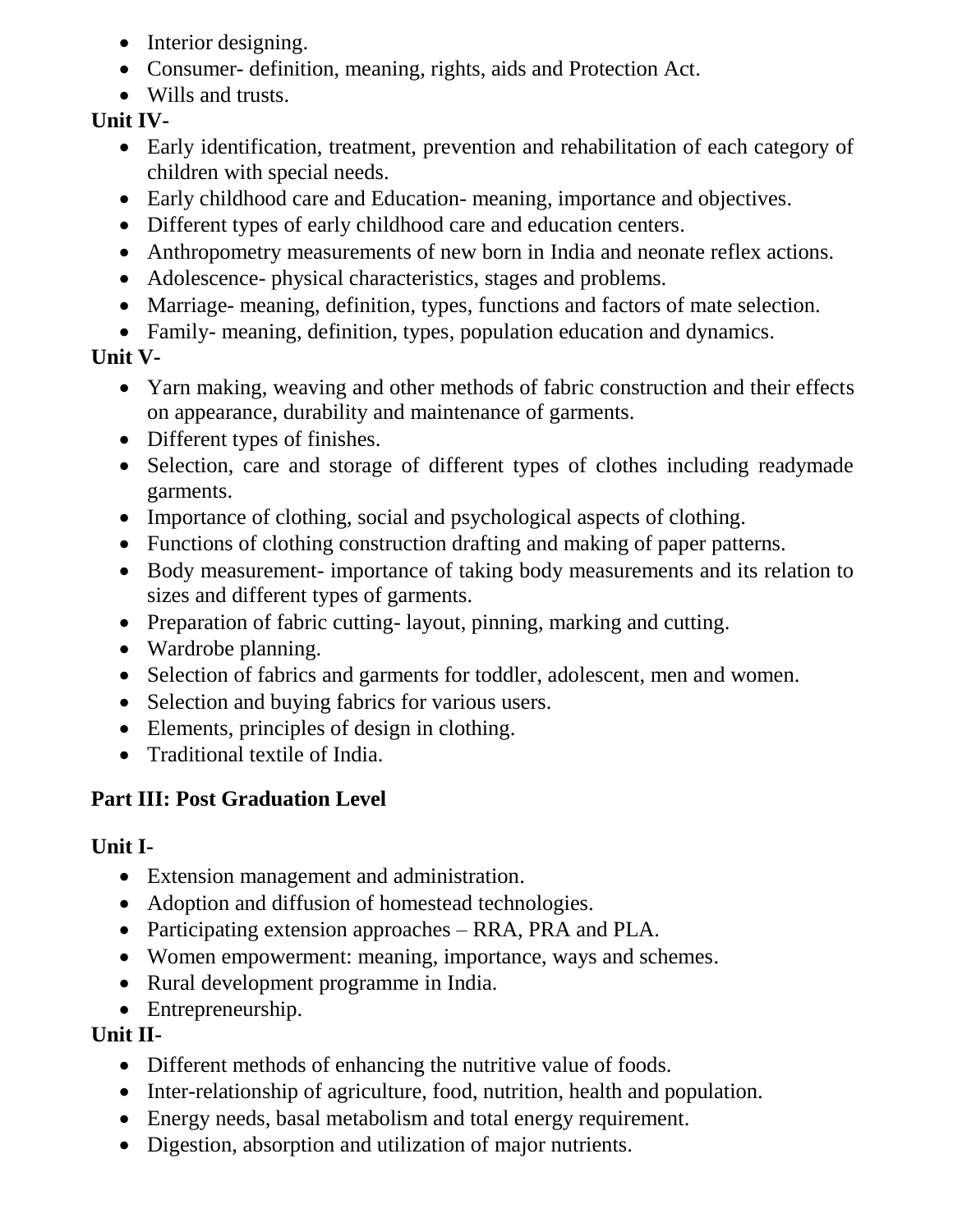- Interior designing.
- Consumer- definition, meaning, rights, aids and Protection Act.
- Wills and trusts.

**Unit IV-**

- Early identification, treatment, prevention and rehabilitation of each category of children with special needs.
- Early childhood care and Education- meaning, importance and objectives.
- Different types of early childhood care and education centers.
- Anthropometry measurements of new born in India and neonate reflex actions.
- Adolescence- physical characteristics, stages and problems.
- Marriage- meaning, definition, types, functions and factors of mate selection.
- Family- meaning, definition, types, population education and dynamics.

**Unit V-**

- Yarn making, weaving and other methods of fabric construction and their effects on appearance, durability and maintenance of garments.
- Different types of finishes.
- Selection, care and storage of different types of clothes including readymade garments.
- Importance of clothing, social and psychological aspects of clothing.
- Functions of clothing construction drafting and making of paper patterns.
- Body measurement- importance of taking body measurements and its relation to sizes and different types of garments.
- Preparation of fabric cutting- layout, pinning, marking and cutting.
- Wardrobe planning.
- Selection of fabrics and garments for toddler, adolescent, men and women.
- Selection and buying fabrics for various users.
- Elements, principles of design in clothing.
- Traditional textile of India.

**Part III: Post Graduation Level**

**Unit I-**

- Extension management and administration.
- Adoption and diffusion of homestead technologies.
- Participating extension approaches – RRA, PRA and PLA.
- Women empowerment: meaning, importance, ways and schemes.
- Rural development programme in India.
- Entrepreneurship.

**Unit II-**

- Different methods of enhancing the nutritive value of foods.
- Inter-relationship of agriculture, food, nutrition, health and population.
- Energy needs, basal metabolism and total energy requirement.
- Digestion, absorption and utilization of major nutrients.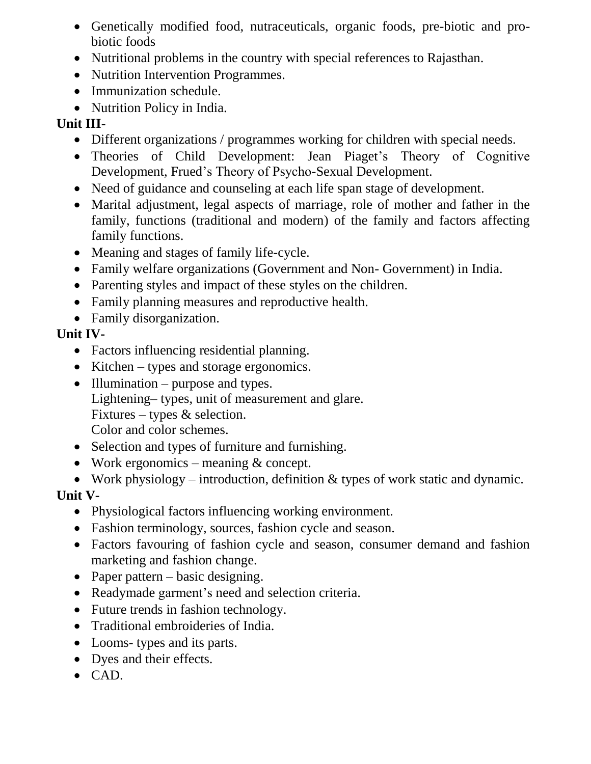- Genetically modified food, nutraceuticals, organic foods, pre-biotic and pro-biotic foods
- Nutritional problems in the country with special references to Rajasthan.
- Nutrition Intervention Programmes.
- Immunization schedule.
- Nutrition Policy in India.

**Unit III-**

- Different organizations / programmes working for children with special needs.
- Theories of Child Development: Jean Piaget's Theory of Cognitive Development, Frued's Theory of Psycho-Sexual Development.
- Need of guidance and counseling at each life span stage of development.
- Marital adjustment, legal aspects of marriage, role of mother and father in the family, functions (traditional and modern) of the family and factors affecting family functions.
- Meaning and stages of family life-cycle.
- Family welfare organizations (Government and Non- Government) in India.
- Parenting styles and impact of these styles on the children.
- Family planning measures and reproductive health.
- Family disorganization.

**Unit IV-**

- Factors influencing residential planning.
- Kitchen – types and storage ergonomics.
- Illumination – purpose and types.
  Lightening– types, unit of measurement and glare.
  Fixtures – types & selection.
  Color and color schemes.
- Selection and types of furniture and furnishing.
- Work ergonomics – meaning & concept.
- Work physiology – introduction, definition & types of work static and dynamic.

**Unit V-**

- Physiological factors influencing working environment.
- Fashion terminology, sources, fashion cycle and season.
- Factors favouring of fashion cycle and season, consumer demand and fashion marketing and fashion change.
- Paper pattern – basic designing.
- Readymade garment's need and selection criteria.
- Future trends in fashion technology.
- Traditional embroideries of India.
- Looms- types and its parts.
- Dyes and their effects.
- CAD.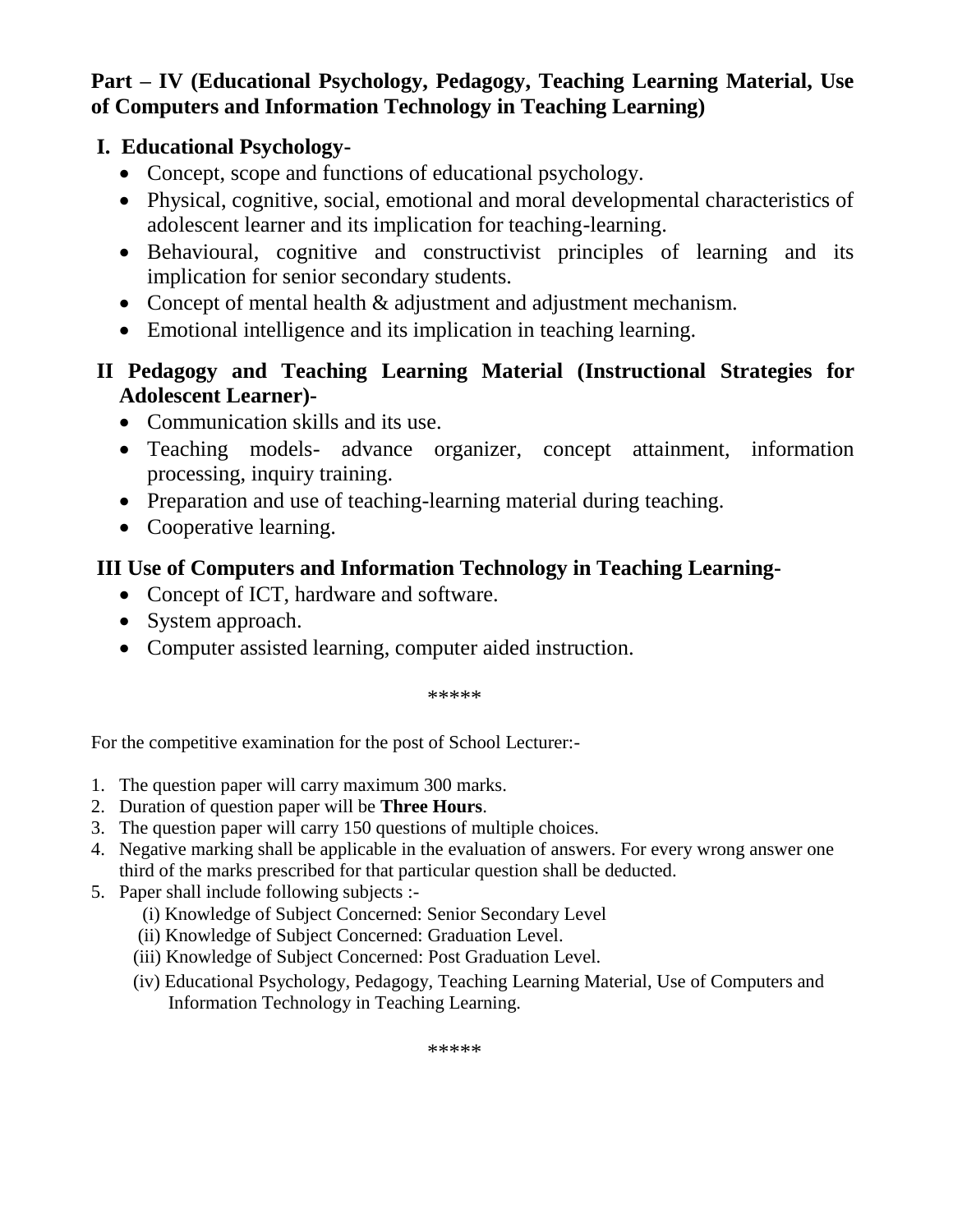## Part – IV (Educational Psychology, Pedagogy, Teaching Learning Material, Use of Computers and Information Technology in Teaching Learning)

### I. Educational Psychology-

- Concept, scope and functions of educational psychology.
- Physical, cognitive, social, emotional and moral developmental characteristics of adolescent learner and its implication for teaching-learning.
- Behavioural, cognitive and constructivist principles of learning and its implication for senior secondary students.
- Concept of mental health & adjustment and adjustment mechanism.
- Emotional intelligence and its implication in teaching learning.

### II Pedagogy and Teaching Learning Material (Instructional Strategies for Adolescent Learner)-

- Communication skills and its use.
- Teaching models- advance organizer, concept attainment, information processing, inquiry training.
- Preparation and use of teaching-learning material during teaching.
- Cooperative learning.

### III Use of Computers and Information Technology in Teaching Learning-

- Concept of ICT, hardware and software.
- System approach.
- Computer assisted learning, computer aided instruction.

\*\*\*\*\*

For the competitive examination for the post of School Lecturer:-

1. The question paper will carry maximum 300 marks.
2. Duration of question paper will be **Three Hours**.
3. The question paper will carry 150 questions of multiple choices.
4. Negative marking shall be applicable in the evaluation of answers. For every wrong answer one third of the marks prescribed for that particular question shall be deducted.
5. Paper shall include following subjects :-
   (i) Knowledge of Subject Concerned: Senior Secondary Level
   (ii) Knowledge of Subject Concerned: Graduation Level.
   (iii) Knowledge of Subject Concerned: Post Graduation Level.
   (iv) Educational Psychology, Pedagogy, Teaching Learning Material, Use of Computers and Information Technology in Teaching Learning.

\*\*\*\*\*